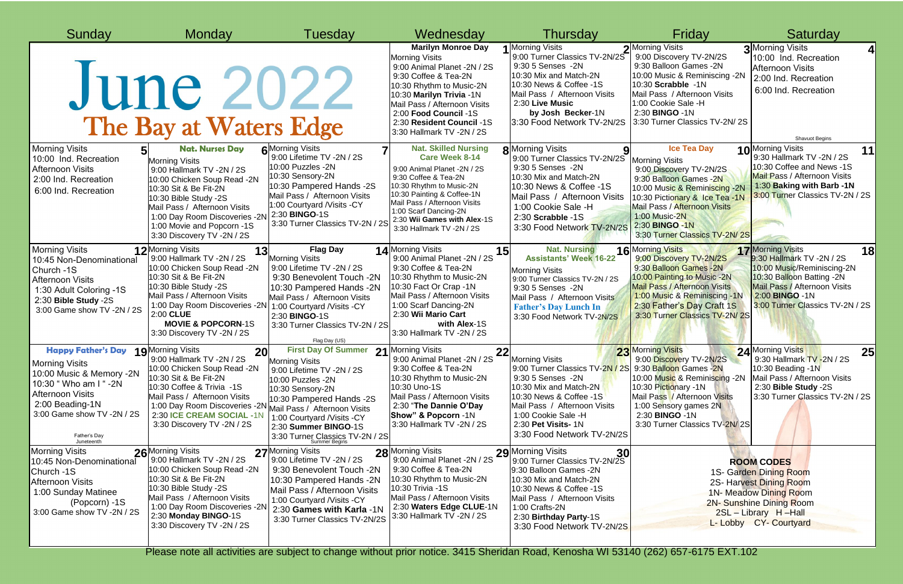# June 2022

## The Bay at Waters Edge

| Sunday | Monday | Tuesday | Wednesday | Thursday | Friday | Saturday |
|---|---|---|---|---|---|---|
| | | | **1** **Marilyn Monroe Day**<br>Morning Visits<br>9:00 Animal Planet -2N / 2S<br>9:30 Coffee & Tea-2N<br>10:30 Rhythm to Music-2N<br>10:30 **Marilyn Trivia** -1N<br>Mail Pass / Afternoon Visits<br>2:00 **Food Council** -1S<br>2:30 **Resident Council** -1S<br>3:30 Hallmark TV -2N / 2S | **2** Morning Visits<br>9:00 Turner Classics TV-2N/2S<br>9:30 5 Senses -2N<br>10:30 Mix and Match-2N<br>10:30 News & Coffee -1S<br>Mail Pass / Afternoon Visits<br>2:30 **Live Music by Josh Becker**-1N<br>3:30 Food Network TV-2N/2S | **3** Morning Visits<br>9:00 Discovery TV-2N/2S<br>9:30 Balloon Games -2N<br>10:00 Music & Reminiscing -2N<br>10:30 **Scrabble** -1N<br>Mail Pass / Afternoon Visits<br>1:00 Cookie Sale -H<br>2:30 **BINGO** -1N<br>3:30 Turner Classics TV-2N/ 2S | **4** Morning Visits<br>10:00 Ind. Recreation<br>Afternoon Visits<br>2:00 Ind. Recreation<br>6:00 Ind. Recreation<br>Shavuot Begins |
| **5** Morning Visits<br>10:00 Ind. Recreation<br>Afternoon Visits<br>2:00 Ind. Recreation<br>6:00 Ind. Recreation | **6** **Nat. Nurses Day**<br>Morning Visits<br>9:00 Hallmark TV -2N / 2S<br>10:00 Chicken Soup Read -2N<br>10:30 Sit & Be Fit-2N<br>10:30 Bible Study -2S<br>Mail Pass / Afternoon Visits<br>1:00 Day Room Discoveries -2N<br>1:00 Movie and Popcorn -1S<br>3:30 Discovery TV -2N / 2S | **7** Morning Visits<br>9:00 Lifetime TV -2N / 2S<br>10:00 Puzzles -2N<br>10:30 Sensory-2N<br>10:30 Pampered Hands -2S<br>Mail Pass / Afternoon Visits<br>1:00 Courtyard /Visits -CY<br>2:30 **BINGO**-1S<br>3:30 Turner Classics TV-2N / 2S | **8** **Nat. Skilled Nursing Care Week 8-14**<br>9:00 Animal Planet -2N / 2S<br>9:30 Coffee & Tea-2N<br>10:30 Rhythm to Music-2N<br>10:30 Painting & Coffee-1N<br>Mail Pass / Afternoon Visits<br>1:00 Scarf Dancing-2N<br>2:30 **Wii Games with Alex**-1S<br>3:30 Hallmark TV -2N / 2S | **9** Morning Visits<br>9:00 Turner Classics TV-2N/2S<br>9:30 5 Senses -2N<br>10:30 Mix and Match-2N<br>10:30 News & Coffee -1S<br>Mail Pass / Afternoon Visits<br>1:00 Cookie Sale -H<br>2:30 Scrabble -1S<br>3:30 Food Network TV-2N/2S | **10** **Ice Tea Day**<br>Morning Visits<br>9:00 Discovery TV-2N/2S<br>9:30 Balloon Games -2N<br>10:00 Music & Reminiscing -2N<br>10:30 Pictionary & Ice Tea -1N<br>Mail Pass / Afternoon Visits<br>1:00 Music-2N<br>2:30 **BINGO** -1N<br>3:30 Turner Classics TV-2N/ 2S | **11** Morning Visits<br>9:30 Hallmark TV -2N / 2S<br>10:30 Coffee and News -1S<br>Mail Pass / Afternoon Visits<br>1:30 **Baking with Barb -1N**<br>3:00 Turner Classics TV-2N / 2S |
| **12** Morning Visits<br>10:45 Non-Denominational Church -1S<br>Afternoon Visits<br>1:30 Adult Coloring -1S<br>2:30 **Bible Study** -2S<br>3:00 Game show TV -2N / 2S | **13** Morning Visits<br>9:00 Hallmark TV -2N / 2S<br>10:00 Chicken Soup Read -2N<br>10:30 Sit & Be Fit-2N<br>10:30 Bible Study -2S<br>Mail Pass / Afternoon Visits<br>1:00 Day Room Discoveries -2N<br>2:00 **CLUE**<br>**MOVIE & POPCORN**-1S<br>3:30 Discovery TV -2N / 2S | **14** **Flag Day**<br>Morning Visits<br>9:00 Lifetime TV -2N / 2S<br>9:30 Benevolent Touch -2N<br>10:30 Pampered Hands -2N<br>Mail Pass / Afternoon Visits<br>1:00 Courtyard /Visits -CY<br>2:30 **BINGO**-1S<br>3:30 Turner Classics TV-2N / 2S<br>Flag Day (US) | **15** Morning Visits<br>9:00 Animal Planet -2N / 2S<br>9:30 Coffee & Tea-2N<br>10:30 Rhythm to Music-2N<br>10:30 Fact Or Crap -1N<br>Mail Pass / Afternoon Visits<br>1:00 Scarf Dancing-2N<br>2:30 **Wii Mario Cart with Alex**-1S<br>3:30 Hallmark TV -2N / 2S | **16** **Nat. Nursing Assistants' Week 16-22**<br>Morning Visits<br>9:00 Turner Classics TV-2N / 2S<br>9:30 5 Senses -2N<br>Mail Pass / Afternoon Visits<br>**Father's Day Lunch In**<br>3:30 Food Network TV-2N/2S | **17** Morning Visits<br>9:00 Discovery TV-2N/2S<br>9:30 Balloon Games -2N<br>10:00 Painting to Music -2N<br>Mail Pass / Afternoon Visits<br>1:00 Music & Reminiscing -1N<br>2:30 Father's Day Craft 1S<br>3:30 Turner Classics TV-2N/ 2S | **18** Morning Visits<br>9:30 Hallmark TV -2N / 2S<br>10:00 Music/Reminiscing-2N<br>10:30 Balloon Batting -2N<br>Mail Pass / Afternoon Visits<br>2:00 **BINGO** -1N<br>3:00 Turner Classics TV-2N / 2S |
| **19** **Happy Father's Day**<br>Morning Visits<br>10:00 Music & Memory -2N<br>10:30 " Who am I " -2N<br>Afternoon Visits<br>2:00 Beading-1N<br>3:00 Game show TV -2N / 2S<br>Father's Day<br>Juneteenth | **20** Morning Visits<br>9:00 Hallmark TV -2N / 2S<br>10:00 Chicken Soup Read -2N<br>10:30 Sit & Be Fit-2N<br>10:30 Coffee & Trivia -1S<br>Mail Pass / Afternoon Visits<br>1:00 Day Room Discoveries -2N<br>2:30 **ICE CREAM SOCIAL** -1N<br>3:30 Discovery TV -2N / 2S | **21** **First Day Of Summer**<br>Morning Visits<br>9:00 Lifetime TV -2N / 2S<br>10:00 Puzzles -2N<br>10:30 Sensory-2N<br>10:30 Pampered Hands -2S<br>Mail Pass / Afternoon Visits<br>1:00 Courtyard /Visits -CY<br>2:30 **Summer BINGO**-1S<br>3:30 Turner Classics TV-2N / 2S<br>Summer Begins | **22** Morning Visits<br>9:00 Animal Planet -2N / 2S<br>9:30 Coffee & Tea-2N<br>10:30 Rhythm to Music-2N<br>10:30 Uno-1S<br>Mail Pass / Afternoon Visits<br>2:30 "**The Dannie O'Day Show" & Popcorn** -1N<br>3:30 Hallmark TV -2N / 2S | **23** Morning Visits<br>9:00 Turner Classics TV-2N / 2S<br>9:30 5 Senses -2N<br>10:30 Mix and Match-2N<br>10:30 News & Coffee -1S<br>Mail Pass / Afternoon Visits<br>1:00 Cookie Sale -H<br>2:30 Pet Visits- 1N<br>3:30 Food Network TV-2N/2S | **24** Morning Visits<br>9:00 Discovery TV-2N/2S<br>9:30 Balloon Games -2N<br>10:00 Music & Reminiscing -2N<br>10:30 Pictionary -1N<br>Mail Pass / Afternoon Visits<br>1:00 Sensory games 2N<br>2:30 **BINGO** -1N<br>3:30 Turner Classics TV-2N/ 2S | **25** Morning Visits<br>9:30 Hallmark TV -2N / 2S<br>10:30 Beading -1N<br>Mail Pass / Afternoon Visits<br>2:30 **Bible Study** -2S<br>3:30 Turner Classics TV-2N / 2S |
| **26** Morning Visits<br>10:45 Non-Denominational Church -1S<br>Afternoon Visits<br>1:00 Sunday Matinee (Popcorn) -1S<br>3:00 Game show TV -2N / 2S | **27** Morning Visits<br>9:00 Hallmark TV -2N / 2S<br>10:00 Chicken Soup Read -2N<br>10:30 Sit & Be Fit-2N<br>10:30 Bible Study -2S<br>Mail Pass / Afternoon Visits<br>1:00 Day Room Discoveries -2N<br>2:30 **Monday BINGO**-1S<br>3:30 Discovery TV -2N / 2S | **28** Morning Visits<br>9:00 Lifetime TV -2N / 2S<br>9:30 Benevolent Touch -2N<br>10:30 Pampered Hands -2N<br>Mail Pass / Afternoon Visits<br>1:00 Courtyard /Visits -CY<br>2:30 **Games with Karla** -1N<br>3:30 Turner Classics TV-2N/2S | **29** Morning Visits<br>9:00 Animal Planet -2N / 2S<br>9:30 Coffee & Tea-2N<br>10:30 Rhythm to Music-2N<br>10:30 Trivia -1S<br>Mail Pass / Afternoon Visits<br>2:30 **Waters Edge CLUE**-1N<br>3:30 Hallmark TV -2N / 2S | **30** Morning Visits<br>9:00 Turner Classics TV-2N/2S<br>9:30 Balloon Games -2N<br>10:30 Mix and Match-2N<br>10:30 News & Coffee -1S<br>Mail Pass / Afternoon Visits<br>1:00 Crafts-2N<br>2:30 **Birthday Party**-1S<br>3:30 Food Network TV-2N/2S | **ROOM CODES**<br>1S- Garden Dining Room<br>2S- Harvest Dining Room<br>1N- Meadow Dining Room<br>2N- Sunshine Dining Room<br>2SL – Library H –Hall<br>L- Lobby CY- Courtyard | |

Please note all activities are subject to change without prior notice. 3415 Sheridan Road, Kenosha WI 53140 (262) 657-6175 EXT.102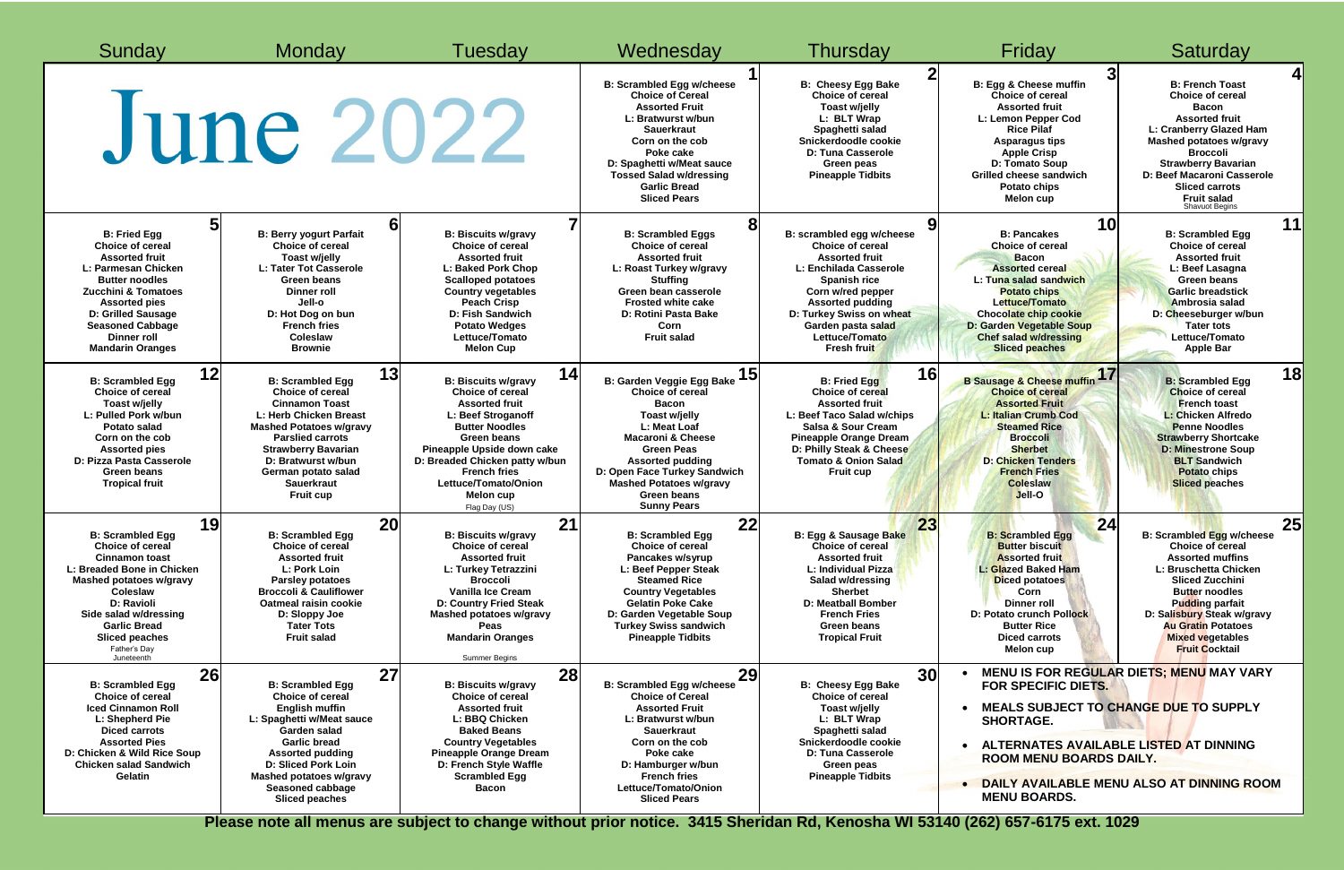# June 2022

| Sunday | Monday | Tuesday | Wednesday | Thursday | Friday | Saturday |
|---|---|---|---|---|---|---|
| | | | **1** B: Scrambled Egg w/cheese<br>Choice of Cereal<br>Assorted Fruit<br>L: Bratwurst w/bun<br>Sauerkraut<br>Corn on the cob<br>Poke cake<br>D: Spaghetti w/Meat sauce<br>Tossed Salad w/dressing<br>Garlic Bread<br>Sliced Pears | **2** B: Cheesy Egg Bake<br>Choice of cereal<br>Toast w/jelly<br>L: BLT Wrap<br>Spaghetti salad<br>Snickerdoodle cookie<br>D: Tuna Casserole<br>Green peas<br>Pineapple Tidbits | **3** B: Egg & Cheese muffin<br>Choice of cereal<br>Assorted fruit<br>L: Lemon Pepper Cod<br>Rice Pilaf<br>Asparagus tips<br>Apple Crisp<br>D: Tomato Soup<br>Grilled cheese sandwich<br>Potato chips<br>Melon cup | **4** B: French Toast<br>Choice of cereal<br>Bacon<br>Assorted fruit<br>L: Cranberry Glazed Ham<br>Mashed potatoes w/gravy<br>Broccoli<br>Strawberry Bavarian<br>D: Beef Macaroni Casserole<br>Sliced carrots<br>Fruit salad<br>Shavuot Begins |
| **5** B: Fried Egg<br>Choice of cereal<br>Assorted fruit<br>L: Parmesan Chicken<br>Butter noodles<br>Zucchini & Tomatoes<br>Assorted pies<br>D: Grilled Sausage<br>Seasoned Cabbage<br>Dinner roll<br>Mandarin Oranges | **6** B: Berry yogurt Parfait<br>Choice of cereal<br>Toast w/jelly<br>L: Tater Tot Casserole<br>Green beans<br>Dinner roll<br>Jell-o<br>D: Hot Dog on bun<br>French fries<br>Coleslaw<br>Brownie | **7** B: Biscuits w/gravy<br>Choice of cereal<br>Assorted fruit<br>L: Baked Pork Chop<br>Scalloped potatoes<br>Country vegetables<br>Peach Crisp<br>D: Fish Sandwich<br>Potato Wedges<br>Lettuce/Tomato<br>Melon Cup | **8** B: Scrambled Eggs<br>Choice of cereal<br>Assorted fruit<br>L: Roast Turkey w/gravy<br>Stuffing<br>Green bean casserole<br>Frosted white cake<br>D: Rotini Pasta Bake<br>Corn<br>Fruit salad | **9** B: scrambled egg w/cheese<br>Choice of cereal<br>Assorted fruit<br>L: Enchilada Casserole<br>Spanish rice<br>Corn w/red pepper<br>Assorted pudding<br>D: Turkey Swiss on wheat<br>Garden pasta salad<br>Lettuce/Tomato<br>Fresh fruit | **10** B: Pancakes<br>Choice of cereal<br>Bacon<br>Assorted cereal<br>L: Tuna salad sandwich<br>Potato chips<br>Lettuce/Tomato<br>Chocolate chip cookie<br>D: Garden Vegetable Soup<br>Chef salad w/dressing<br>Sliced peaches | **11** B: Scrambled Egg<br>Choice of cereal<br>Assorted fruit<br>L: Beef Lasagna<br>Green beans<br>Garlic breadstick<br>Ambrosia salad<br>D: Cheeseburger w/bun<br>Tater tots<br>Lettuce/Tomato<br>Apple Bar |
| **12** B: Scrambled Egg<br>Choice of cereal<br>Toast w/jelly<br>L: Pulled Pork w/bun<br>Potato salad<br>Corn on the cob<br>Assorted pies<br>D: Pizza Pasta Casserole<br>Green beans<br>Tropical fruit | **13** B: Scrambled Egg<br>Choice of cereal<br>Cinnamon Toast<br>L: Herb Chicken Breast<br>Mashed Potatoes w/gravy<br>Parslied carrots<br>Strawberry Bavarian<br>D: Bratwurst w/bun<br>German potato salad<br>Sauerkraut<br>Fruit cup | **14** B: Biscuits w/gravy<br>Choice of cereal<br>Assorted fruit<br>L: Beef Stroganoff<br>Butter Noodles<br>Green beans<br>Pineapple Upside down cake<br>D: Breaded Chicken patty w/bun<br>French fries<br>Lettuce/Tomato/Onion<br>Melon cup<br>Flag Day (US) | **15** B: Garden Veggie Egg Bake<br>Choice of cereal<br>Bacon<br>Toast w/jelly<br>L: Meat Loaf<br>Macaroni & Cheese<br>Green Peas<br>Assorted pudding<br>D: Open Face Turkey Sandwich<br>Mashed Potatoes w/gravy<br>Green beans<br>Sunny Pears | **16** B: Fried Egg<br>Choice of cereal<br>Assorted fruit<br>L: Beef Taco Salad w/chips<br>Salsa & Sour Cream<br>Pineapple Orange Dream<br>D: Philly Steak & Cheese<br>Tomato & Onion Salad<br>Fruit cup | **17** B Sausage & Cheese muffin<br>Choice of cereal<br>Assorted Fruit<br>L: Italian Crumb Cod<br>Steamed Rice<br>Broccoli<br>Sherbet<br>D: Chicken Tenders<br>French Fries<br>Coleslaw<br>Jell-O | **18** B: Scrambled Egg<br>Choice of cereal<br>French toast<br>L: Chicken Alfredo<br>Penne Noodles<br>Strawberry Shortcake<br>D: Minestrone Soup<br>BLT Sandwich<br>Potato chips<br>Sliced peaches |
| **19** B: Scrambled Egg<br>Choice of cereal<br>Cinnamon toast<br>L: Breaded Bone in Chicken<br>Mashed potatoes w/gravy<br>Coleslaw<br>D: Ravioli<br>Side salad w/dressing<br>Garlic Bread<br>Sliced peaches<br>Father's Day<br>Juneteenth | **20** B: Scrambled Egg<br>Choice of cereal<br>Assorted fruit<br>L: Pork Loin<br>Parsley potatoes<br>Broccoli & Cauliflower<br>Oatmeal raisin cookie<br>D: Sloppy Joe<br>Tater Tots<br>Fruit salad | **21** B: Biscuits w/gravy<br>Choice of cereal<br>Assorted fruit<br>L: Turkey Tetrazzini<br>Broccoli<br>Vanilla Ice Cream<br>D: Country Fried Steak<br>Mashed potatoes w/gravy<br>Peas<br>Mandarin Oranges<br>Summer Begins | **22** B: Scrambled Egg<br>Choice of cereal<br>Pancakes w/syrup<br>L: Beef Pepper Steak<br>Steamed Rice<br>Country Vegetables<br>Gelatin Poke Cake<br>D: Garden Vegetable Soup<br>Turkey Swiss sandwich<br>Pineapple Tidbits | **23** B: Egg & Sausage Bake<br>Choice of cereal<br>Assorted fruit<br>L: Individual Pizza<br>Salad w/dressing<br>Sherbet<br>D: Meatball Bomber<br>French Fries<br>Green beans<br>Tropical Fruit | **24** B: Scrambled Egg<br>Butter biscuit<br>Assorted fruit<br>L: Glazed Baked Ham<br>Diced potatoes<br>Corn<br>Dinner roll<br>D: Potato crunch Pollock<br>Butter Rice<br>Diced carrots<br>Melon cup | **25** B: Scrambled Egg w/cheese<br>Choice of cereal<br>Assorted muffins<br>L: Bruschetta Chicken<br>Sliced Zucchini<br>Butter noodles<br>Pudding parfait<br>D: Salisbury Steak w/gravy<br>Au Gratin Potatoes<br>Mixed vegetables<br>Fruit Cocktail |
| **26** B: Scrambled Egg<br>Choice of cereal<br>Iced Cinnamon Roll<br>L: Shepherd Pie<br>Diced carrots<br>Assorted Pies<br>D: Chicken & Wild Rice Soup<br>Chicken salad Sandwich<br>Gelatin | **27** B: Scrambled Egg<br>Choice of cereal<br>English muffin<br>L: Spaghetti w/Meat sauce<br>Garden salad<br>Garlic bread<br>Assorted pudding<br>D: Sliced Pork Loin<br>Mashed potatoes w/gravy<br>Seasoned cabbage<br>Sliced peaches | **28** B: Biscuits w/gravy<br>Choice of cereal<br>Assorted fruit<br>L: BBQ Chicken<br>Baked Beans<br>Country Vegetables<br>Pineapple Orange Dream<br>D: French Style Waffle<br>Scrambled Egg<br>Bacon | **29** B: Scrambled Egg w/cheese<br>Choice of Cereal<br>Assorted Fruit<br>L: Bratwurst w/bun<br>Sauerkraut<br>Corn on the cob<br>Poke cake<br>D: Hamburger w/bun<br>French fries<br>Lettuce/Tomato/Onion<br>Sliced Pears | **30** B: Cheesy Egg Bake<br>Choice of cereal<br>Toast w/jelly<br>L: BLT Wrap<br>Spaghetti salad<br>Snickerdoodle cookie<br>D: Tuna Casserole<br>Green peas<br>Pineapple Tidbits | | |

- MENU IS FOR REGULAR DIETS; MENU MAY VARY FOR SPECIFIC DIETS.
- MEALS SUBJECT TO CHANGE DUE TO SUPPLY SHORTAGE.
- ALTERNATES AVAILABLE LISTED AT DINNING ROOM MENU BOARDS DAILY.
- DAILY AVAILABLE MENU ALSO AT DINNING ROOM MENU BOARDS.

**Please note all menus are subject to change without prior notice. 3415 Sheridan Rd, Kenosha WI 53140 (262) 657-6175 ext. 1029**